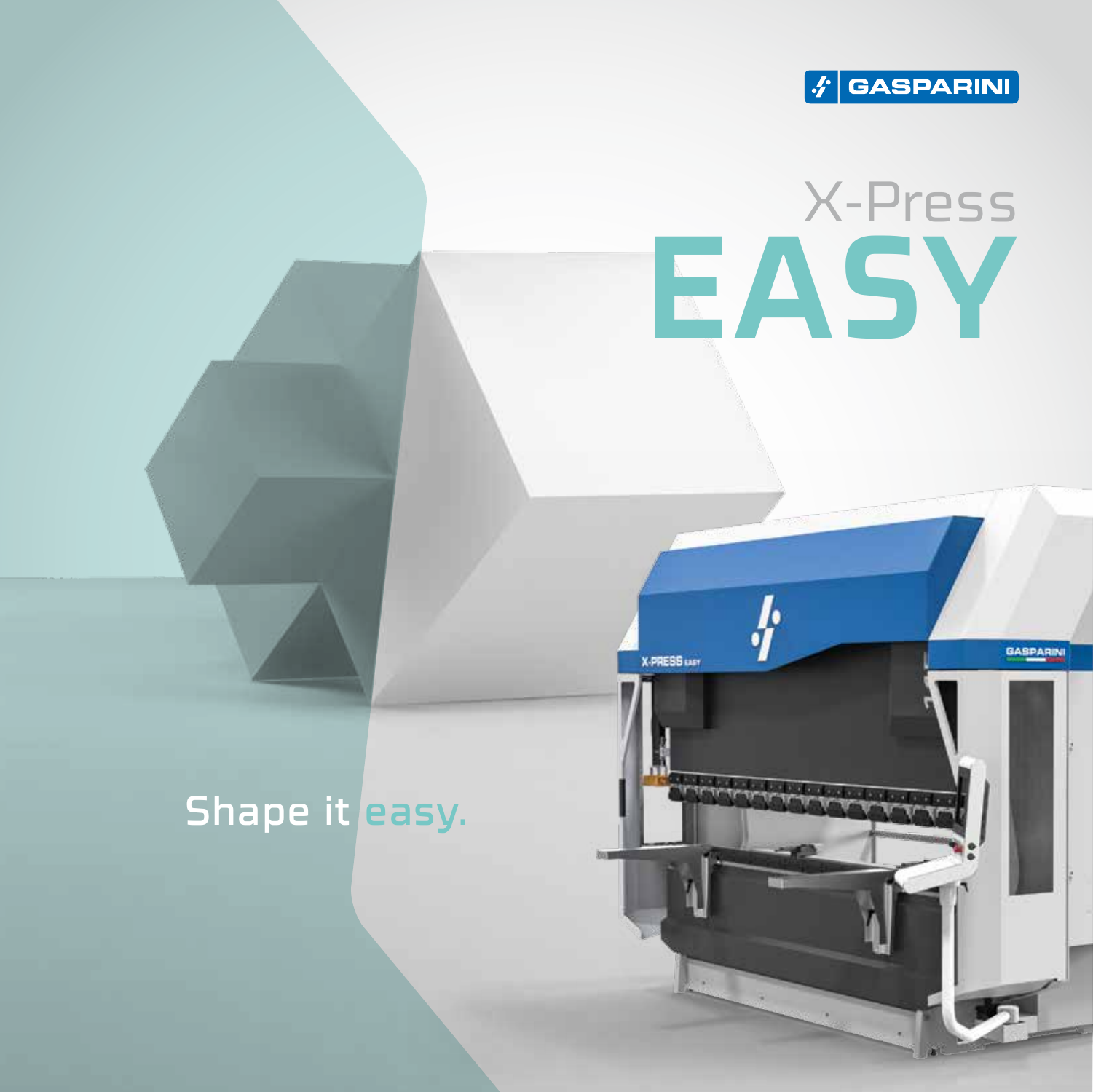GASPARINI

# X-Press EASY

Shape it easy.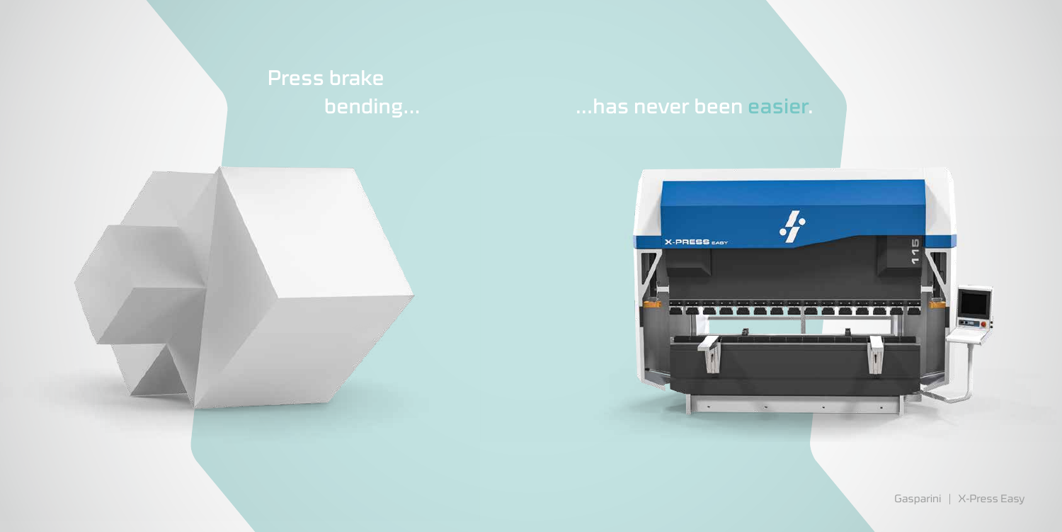Press brake
bending...

...has never been easier.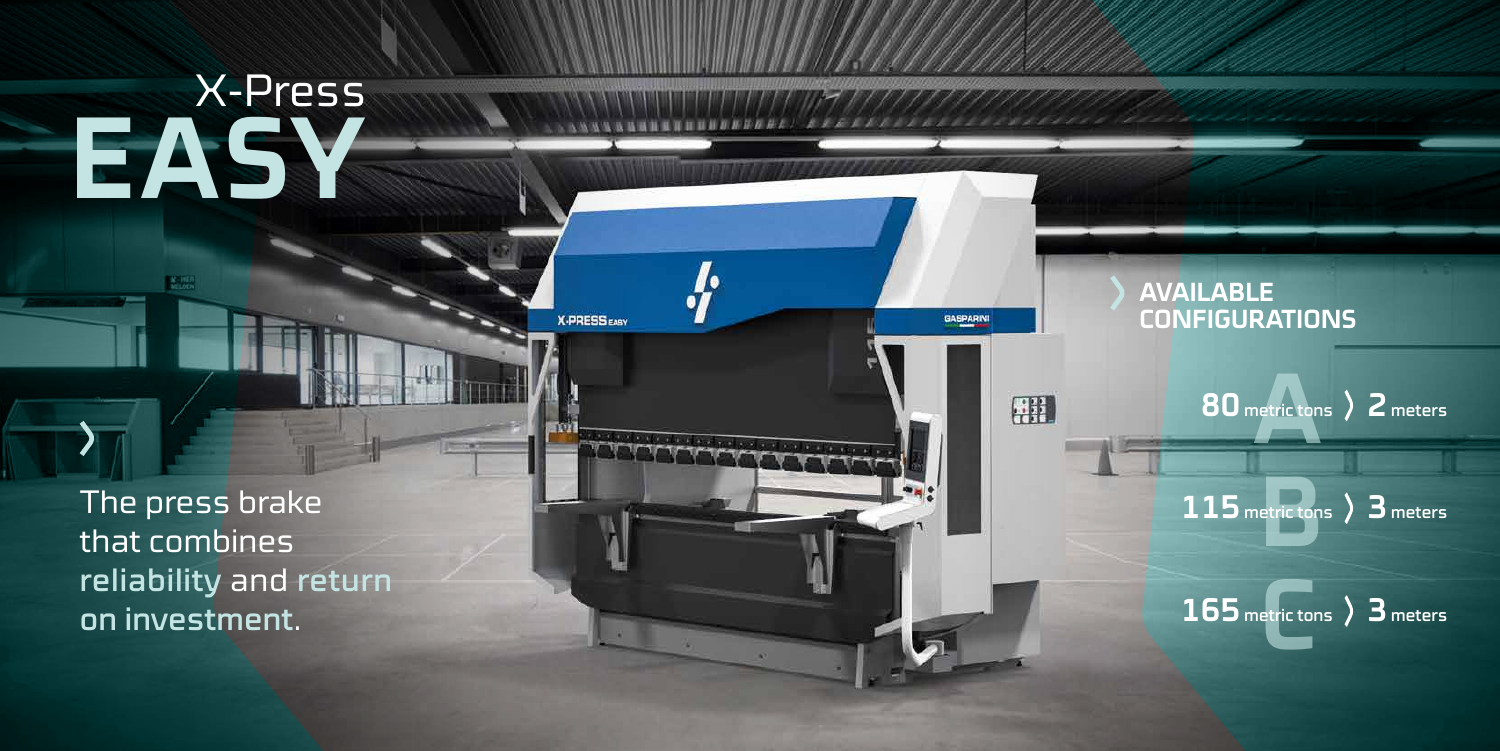# X-Press EASY

The press brake that combines reliability and return on investment.

## AVAILABLE CONFIGURATIONS

- **A**: **80** metric tons 〉 **2** meters
- **B**: **115** metric tons 〉 **3** meters
- **C**: **165** metric tons 〉 **3** meters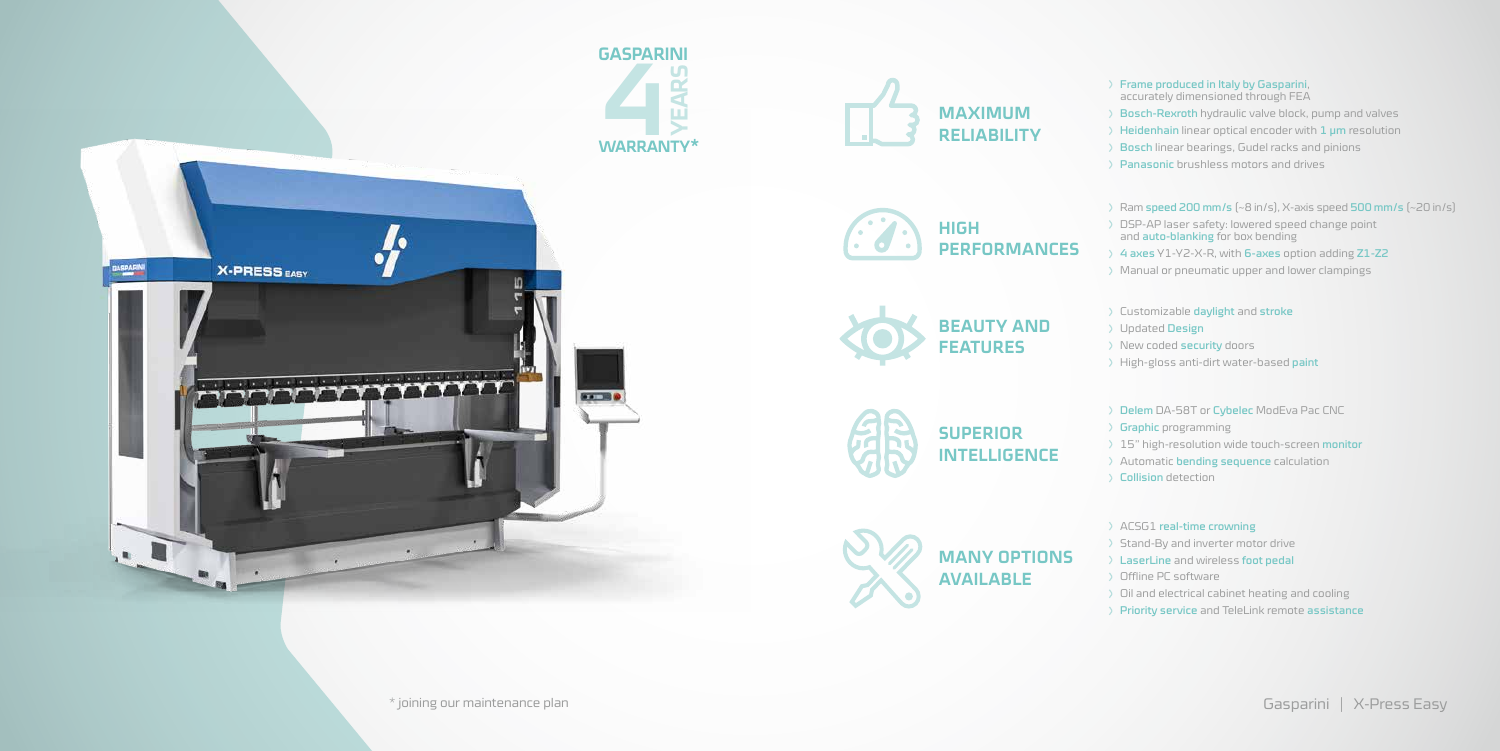# GASPARINI 4 YEARS WARRANTY*

## MAXIMUM RELIABILITY

- Frame produced in Italy by Gasparini, accurately dimensioned through FEA
- Bosch-Rexroth hydraulic valve block, pump and valves
- Heidenhain linear optical encoder with 1 μm resolution
- Bosch linear bearings, Gudel racks and pinions
- Panasonic brushless motors and drives

## HIGH PERFORMANCES

- Ram speed 200 mm/s (~8 in/s), X-axis speed 500 mm/s (~20 in/s)
- DSP-AP laser safety: lowered speed change point and auto-blanking for box bending
- 4 axes Y1-Y2-X-R, with 6-axes option adding Z1-Z2
- Manual or pneumatic upper and lower clampings

## BEAUTY AND FEATURES

- Customizable daylight and stroke
- Updated Design
- New coded security doors
- High-gloss anti-dirt water-based paint

## SUPERIOR INTELLIGENCE

- Delem DA-58T or Cybelec ModEva Pac CNC
- Graphic programming
- 15" high-resolution wide touch-screen monitor
- Automatic bending sequence calculation
- Collision detection

## MANY OPTIONS AVAILABLE

- ACSG1 real-time crowning
- Stand-By and inverter motor drive
- LaserLine and wireless foot pedal
- Offline PC software
- Oil and electrical cabinet heating and cooling
- Priority service and TeleLink remote assistance

\* joining our maintenance plan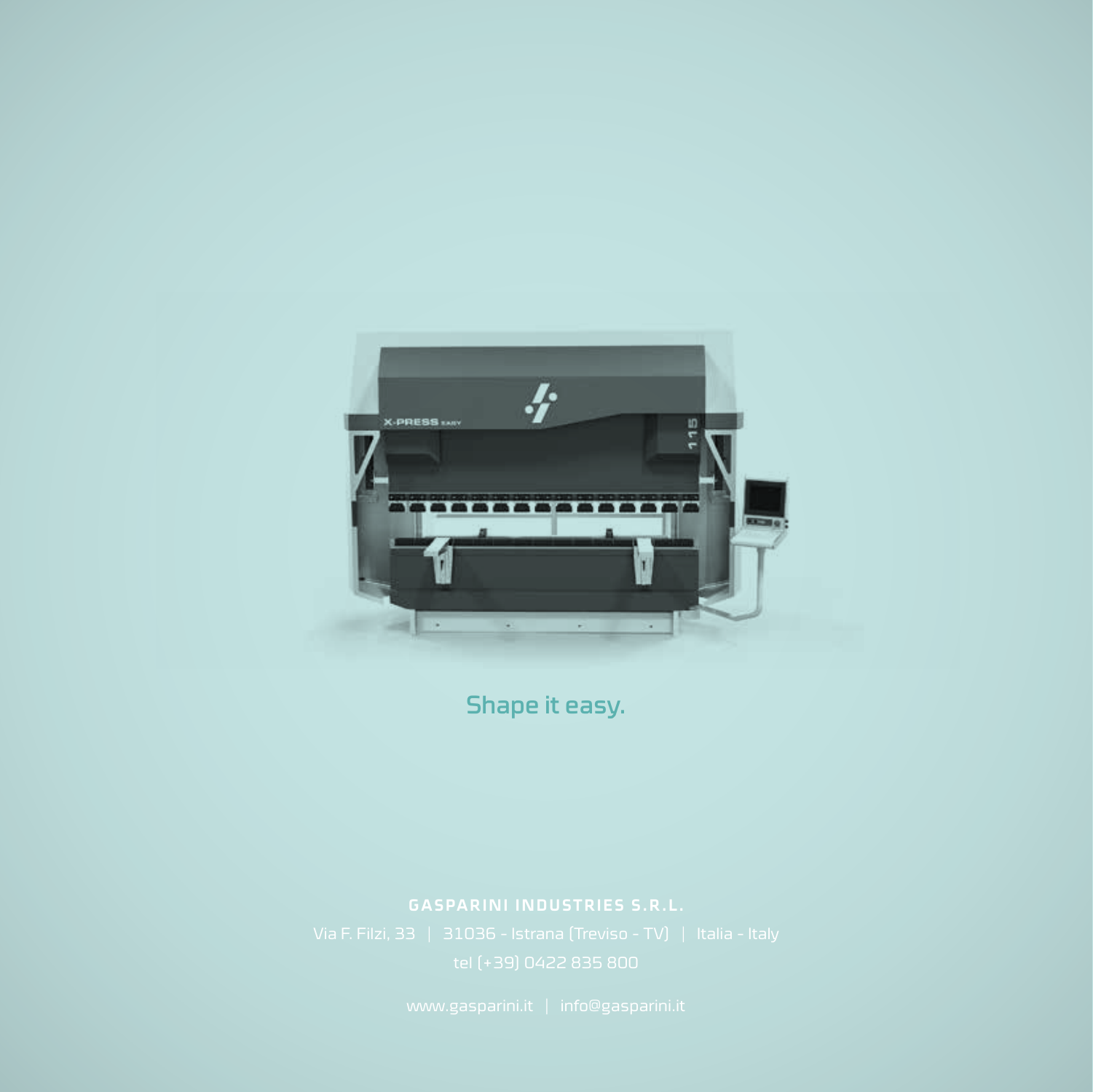Shape it easy.

**GASPARINI INDUSTRIES S.R.L.**

Via F. Filzi, 33 | 31036 - Istrana (Treviso - TV) | Italia - Italy

tel (+39) 0422 835 800

www.gasparini.it | info@gasparini.it